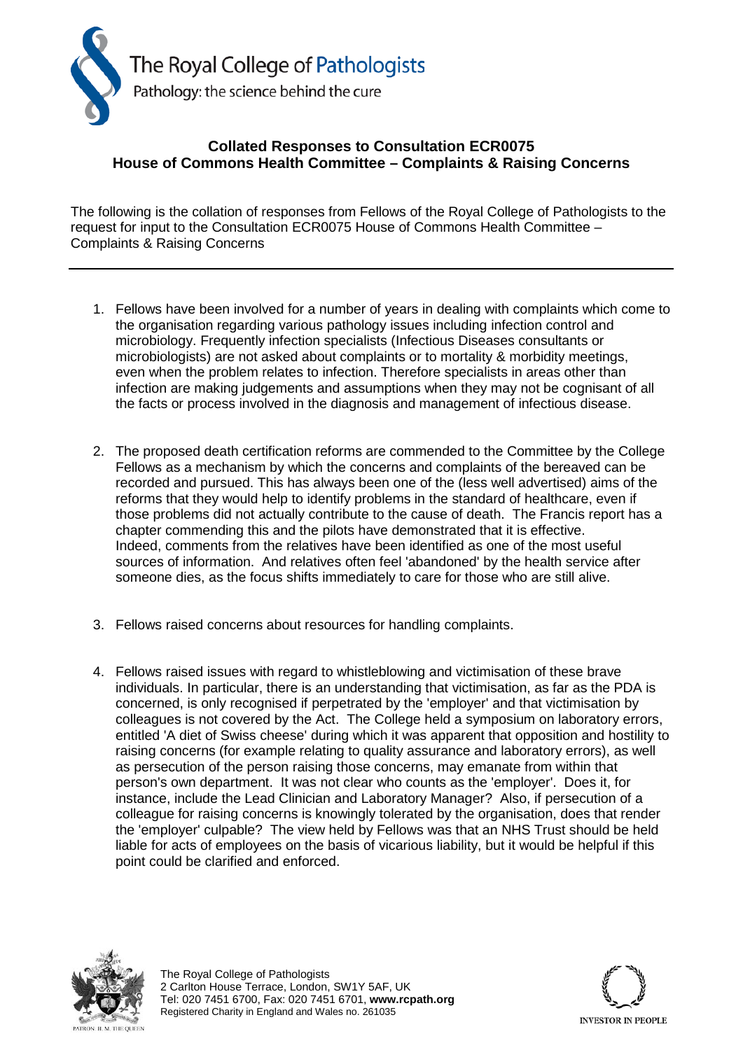The Royal College of Pathologists

Pathology: the science behind the cure

# Collated Responses to Consultation ECR0075
## House of Commons Health Committee – Complaints & Raising Concerns

The following is the collation of responses from Fellows of the Royal College of Pathologists to the request for input to the Consultation ECR0075 House of Commons Health Committee – Complaints & Raising Concerns

---

1. Fellows have been involved for a number of years in dealing with complaints which come to the organisation regarding various pathology issues including infection control and microbiology. Frequently infection specialists (Infectious Diseases consultants or microbiologists) are not asked about complaints or to mortality & morbidity meetings, even when the problem relates to infection. Therefore specialists in areas other than infection are making judgements and assumptions when they may not be cognisant of all the facts or process involved in the diagnosis and management of infectious disease.

2. The proposed death certification reforms are commended to the Committee by the College Fellows as a mechanism by which the concerns and complaints of the bereaved can be recorded and pursued. This has always been one of the (less well advertised) aims of the reforms that they would help to identify problems in the standard of healthcare, even if those problems did not actually contribute to the cause of death. The Francis report has a chapter commending this and the pilots have demonstrated that it is effective. Indeed, comments from the relatives have been identified as one of the most useful sources of information. And relatives often feel 'abandoned' by the health service after someone dies, as the focus shifts immediately to care for those who are still alive.

3. Fellows raised concerns about resources for handling complaints.

4. Fellows raised issues with regard to whistleblowing and victimisation of these brave individuals. In particular, there is an understanding that victimisation, as far as the PDA is concerned, is only recognised if perpetrated by the 'employer' and that victimisation by colleagues is not covered by the Act. The College held a symposium on laboratory errors, entitled 'A diet of Swiss cheese' during which it was apparent that opposition and hostility to raising concerns (for example relating to quality assurance and laboratory errors), as well as persecution of the person raising those concerns, may emanate from within that person's own department. It was not clear who counts as the 'employer'. Does it, for instance, include the Lead Clinician and Laboratory Manager? Also, if persecution of a colleague for raising concerns is knowingly tolerated by the organisation, does that render the 'employer' culpable? The view held by Fellows was that an NHS Trust should be held liable for acts of employees on the basis of vicarious liability, but it would be helpful if this point could be clarified and enforced.

The Royal College of Pathologists
2 Carlton House Terrace, London, SW1Y 5AF, UK
Tel: 020 7451 6700, Fax: 020 7451 6701, **www.rcpath.org**
Registered Charity in England and Wales no. 261035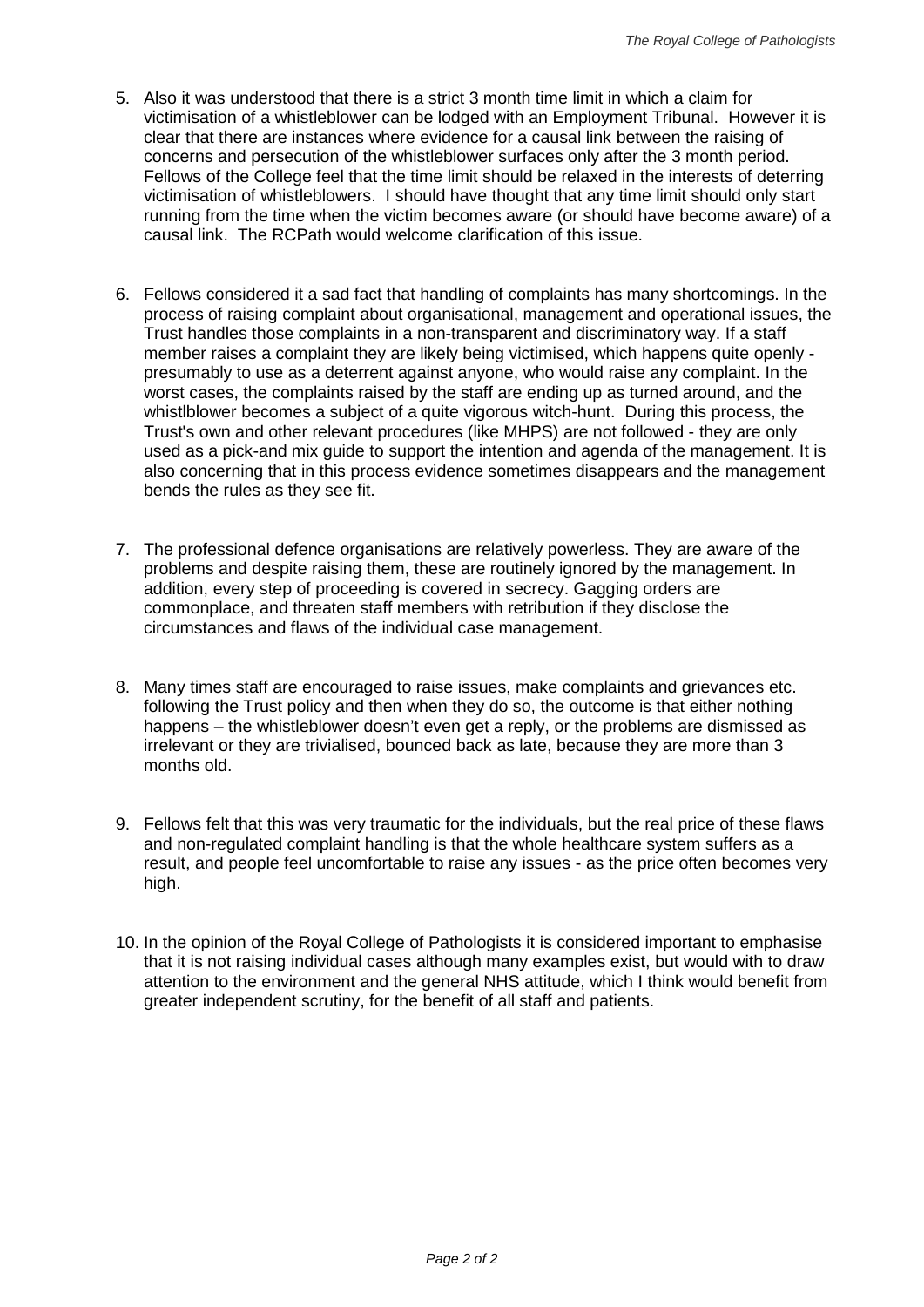5. Also it was understood that there is a strict 3 month time limit in which a claim for victimisation of a whistleblower can be lodged with an Employment Tribunal. However it is clear that there are instances where evidence for a causal link between the raising of concerns and persecution of the whistleblower surfaces only after the 3 month period. Fellows of the College feel that the time limit should be relaxed in the interests of deterring victimisation of whistleblowers. I should have thought that any time limit should only start running from the time when the victim becomes aware (or should have become aware) of a causal link. The RCPath would welcome clarification of this issue.

6. Fellows considered it a sad fact that handling of complaints has many shortcomings. In the process of raising complaint about organisational, management and operational issues, the Trust handles those complaints in a non-transparent and discriminatory way. If a staff member raises a complaint they are likely being victimised, which happens quite openly - presumably to use as a deterrent against anyone, who would raise any complaint. In the worst cases, the complaints raised by the staff are ending up as turned around, and the whistlblower becomes a subject of a quite vigorous witch-hunt. During this process, the Trust's own and other relevant procedures (like MHPS) are not followed - they are only used as a pick-and mix guide to support the intention and agenda of the management. It is also concerning that in this process evidence sometimes disappears and the management bends the rules as they see fit.

7. The professional defence organisations are relatively powerless. They are aware of the problems and despite raising them, these are routinely ignored by the management. In addition, every step of proceeding is covered in secrecy. Gagging orders are commonplace, and threaten staff members with retribution if they disclose the circumstances and flaws of the individual case management.

8. Many times staff are encouraged to raise issues, make complaints and grievances etc. following the Trust policy and then when they do so, the outcome is that either nothing happens – the whistleblower doesn't even get a reply, or the problems are dismissed as irrelevant or they are trivialised, bounced back as late, because they are more than 3 months old.

9. Fellows felt that this was very traumatic for the individuals, but the real price of these flaws and non-regulated complaint handling is that the whole healthcare system suffers as a result, and people feel uncomfortable to raise any issues - as the price often becomes very high.

10. In the opinion of the Royal College of Pathologists it is considered important to emphasise that it is not raising individual cases although many examples exist, but would with to draw attention to the environment and the general NHS attitude, which I think would benefit from greater independent scrutiny, for the benefit of all staff and patients.